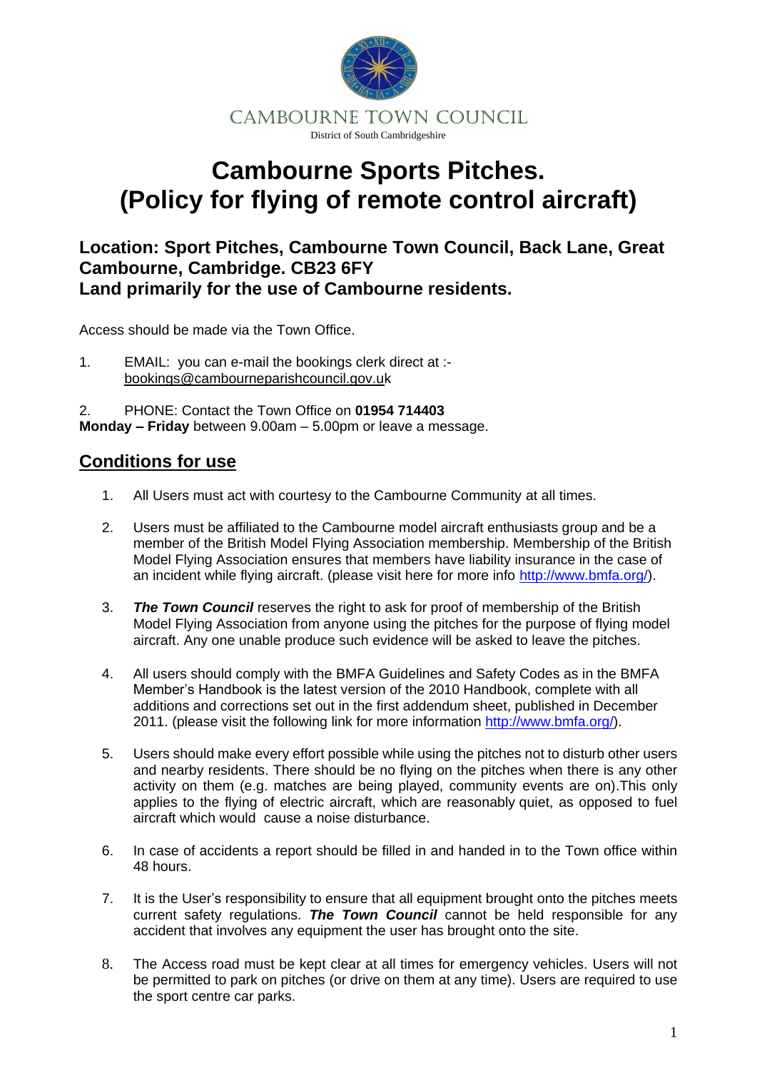CAMBOURNE TOWN COUNCIL

District of South Cambridgeshire

# Cambourne Sports Pitches.
# (Policy for flying of remote control aircraft)

### Location: Sport Pitches, Cambourne Town Council, Back Lane, Great Cambourne, Cambridge. CB23 6FY
### Land primarily for the use of Cambourne residents.

Access should be made via the Town Office.

1. EMAIL: you can e-mail the bookings clerk direct at :- bookings@cambourneparishcouncil.gov.uk

2. PHONE: Contact the Town Office on **01954 714403**
**Monday – Friday** between 9.00am – 5.00pm or leave a message.

## Conditions for use

1. All Users must act with courtesy to the Cambourne Community at all times.

2. Users must be affiliated to the Cambourne model aircraft enthusiasts group and be a member of the British Model Flying Association membership. Membership of the British Model Flying Association ensures that members have liability insurance in the case of an incident while flying aircraft. (please visit here for more info http://www.bmfa.org/).

3. ***The Town Council*** reserves the right to ask for proof of membership of the British Model Flying Association from anyone using the pitches for the purpose of flying model aircraft. Any one unable produce such evidence will be asked to leave the pitches.

4. All users should comply with the BMFA Guidelines and Safety Codes as in the BMFA Member's Handbook is the latest version of the 2010 Handbook, complete with all additions and corrections set out in the first addendum sheet, published in December 2011. (please visit the following link for more information http://www.bmfa.org/).

5. Users should make every effort possible while using the pitches not to disturb other users and nearby residents. There should be no flying on the pitches when there is any other activity on them (e.g. matches are being played, community events are on).This only applies to the flying of electric aircraft, which are reasonably quiet, as opposed to fuel aircraft which would cause a noise disturbance.

6. In case of accidents a report should be filled in and handed in to the Town office within 48 hours.

7. It is the User's responsibility to ensure that all equipment brought onto the pitches meets current safety regulations. ***The Town Council*** cannot be held responsible for any accident that involves any equipment the user has brought onto the site.

8. The Access road must be kept clear at all times for emergency vehicles. Users will not be permitted to park on pitches (or drive on them at any time). Users are required to use the sport centre car parks.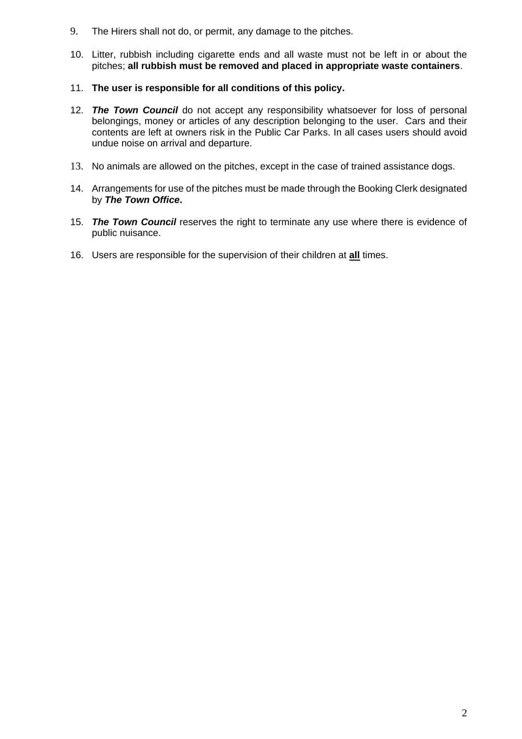9. The Hirers shall not do, or permit, any damage to the pitches.

10. Litter, rubbish including cigarette ends and all waste must not be left in or about the pitches; **all rubbish must be removed and placed in appropriate waste containers**.

11. **The user is responsible for all conditions of this policy.**

12. ***The Town Council*** do not accept any responsibility whatsoever for loss of personal belongings, money or articles of any description belonging to the user. Cars and their contents are left at owners risk in the Public Car Parks. In all cases users should avoid undue noise on arrival and departure.

13. No animals are allowed on the pitches, except in the case of trained assistance dogs.

14. Arrangements for use of the pitches must be made through the Booking Clerk designated by ***The Town Office*.**

15. ***The Town Council*** reserves the right to terminate any use where there is evidence of public nuisance.

16. Users are responsible for the supervision of their children at **<u>all</u>** times.